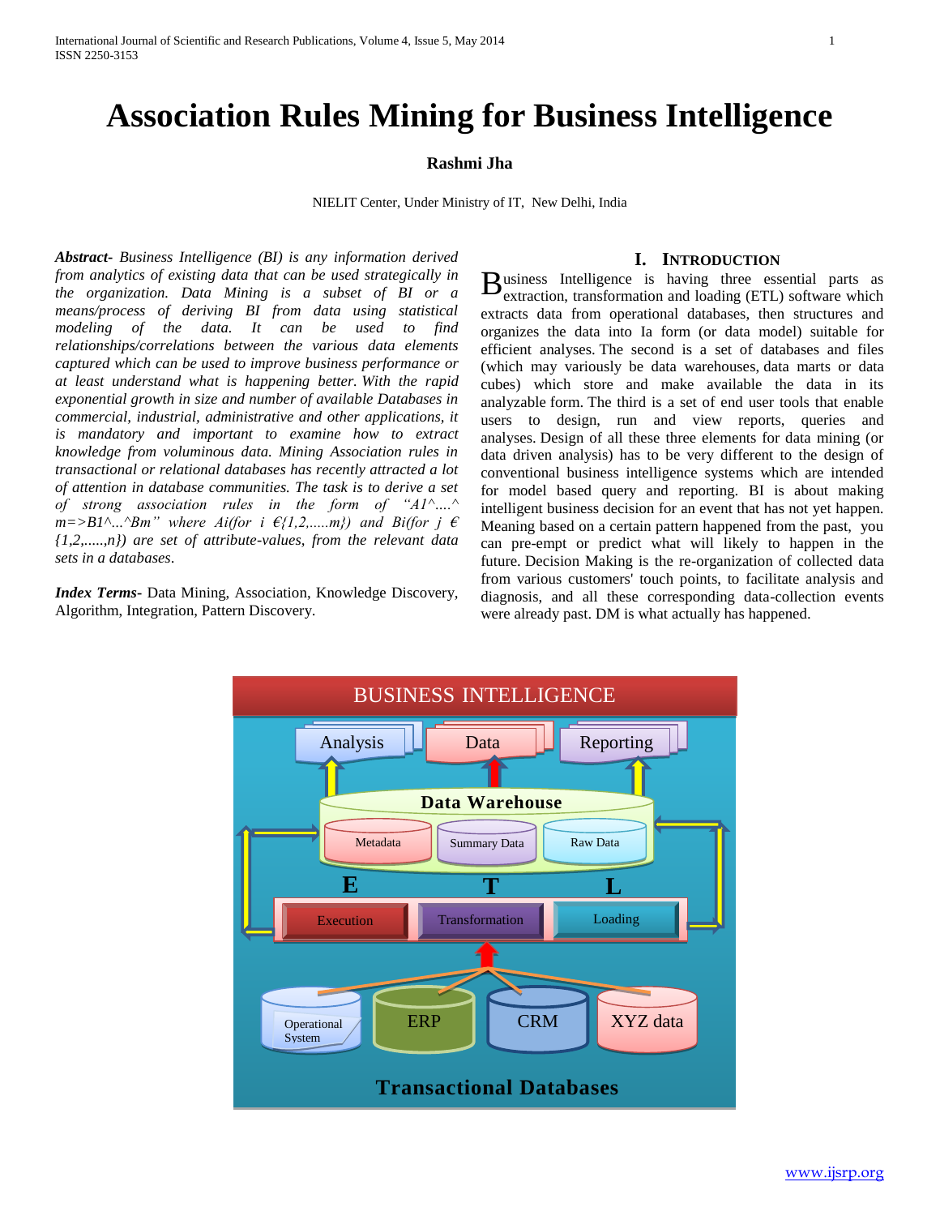# Association Rules Mining for Business Intelligence

**Rashmi Jha**

NIELIT Center, Under Ministry of IT, New Delhi, India

***Abstract-*** *Business Intelligence (BI) is any information derived from analytics of existing data that can be used strategically in the organization. Data Mining is a subset of BI or a means/process of deriving BI from data using statistical modeling of the data. It can be used to find relationships/correlations between the various data elements captured which can be used to improve business performance or at least understand what is happening better. With the rapid exponential growth in size and number of available Databases in commercial, industrial, administrative and other applications, it is mandatory and important to examine how to extract knowledge from voluminous data. Mining Association rules in transactional or relational databases has recently attracted a lot of attention in database communities. The task is to derive a set of strong association rules in the form of "A1^....^ m=>B1^...^Bm" where Ai(for i €{1,2,.....m}) and Bi(for j € {1,2,.....,n}) are set of attribute-values, from the relevant data sets in a databases.*

***Index Terms-*** Data Mining, Association, Knowledge Discovery, Algorithm, Integration, Pattern Discovery.

## I. Introduction

Business Intelligence is having three essential parts as extraction, transformation and loading (ETL) software which extracts data from operational databases, then structures and organizes the data into Ia form (or data model) suitable for efficient analyses. The second is a set of databases and files (which may variously be data warehouses, data marts or data cubes) which store and make available the data in its analyzable form. The third is a set of end user tools that enable users to design, run and view reports, queries and analyses. Design of all these three elements for data mining (or data driven analysis) has to be very different to the design of conventional business intelligence systems which are intended for model based query and reporting. BI is about making intelligent business decision for an event that has not yet happen. Meaning based on a certain pattern happened from the past, you can pre-empt or predict what will likely to happen in the future. Decision Making is the re-organization of collected data from various customers' touch points, to facilitate analysis and diagnosis, and all these corresponding data-collection events were already past. DM is what actually has happened.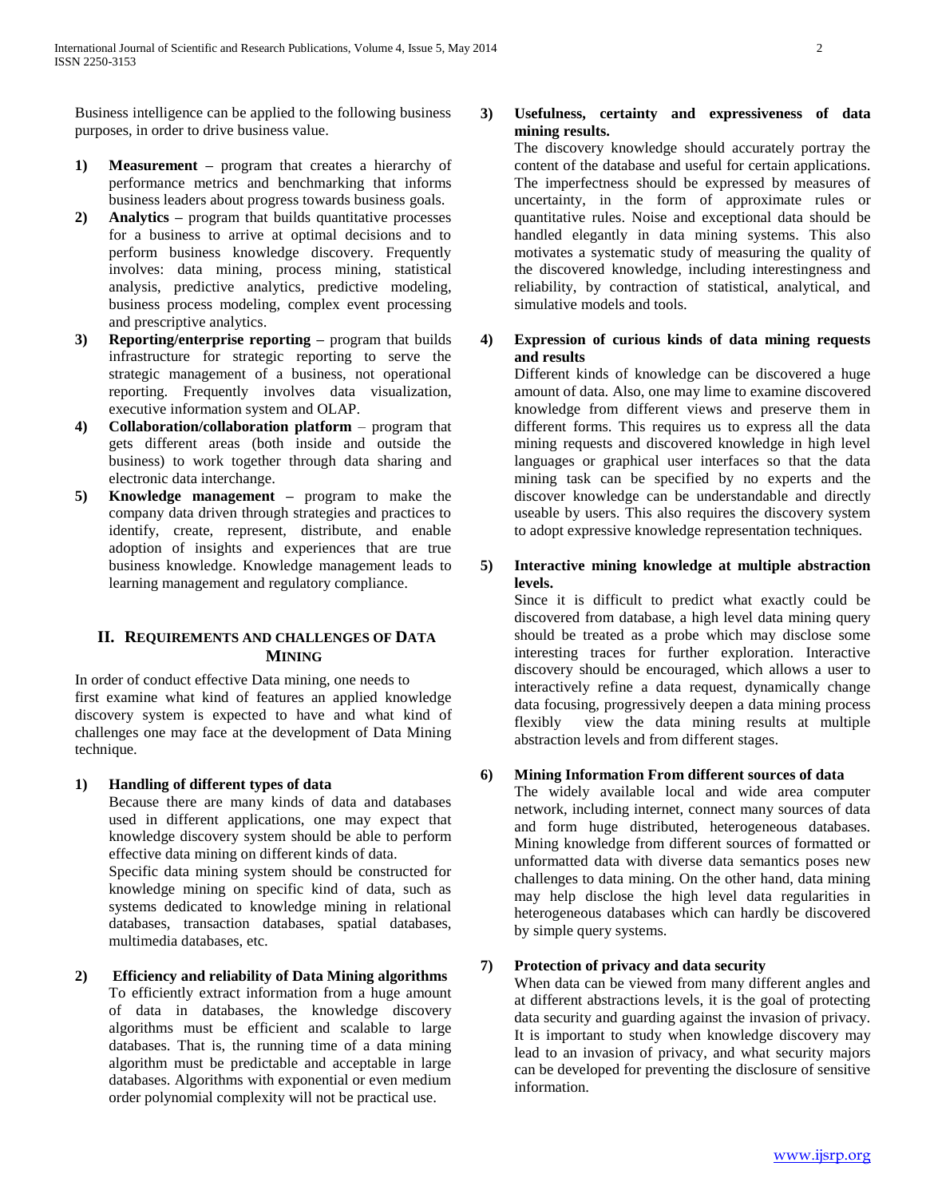Business intelligence can be applied to the following business purposes, in order to drive business value.

1) **Measurement –** program that creates a hierarchy of performance metrics and benchmarking that informs business leaders about progress towards business goals.
2) **Analytics –** program that builds quantitative processes for a business to arrive at optimal decisions and to perform business knowledge discovery. Frequently involves: data mining, process mining, statistical analysis, predictive analytics, predictive modeling, business process modeling, complex event processing and prescriptive analytics.
3) **Reporting/enterprise reporting –** program that builds infrastructure for strategic reporting to serve the strategic management of a business, not operational reporting. Frequently involves data visualization, executive information system and OLAP.
4) **Collaboration/collaboration platform** – program that gets different areas (both inside and outside the business) to work together through data sharing and electronic data interchange.
5) **Knowledge management –** program to make the company data driven through strategies and practices to identify, create, represent, distribute, and enable adoption of insights and experiences that are true business knowledge. Knowledge management leads to learning management and regulatory compliance.

## II. Requirements and Challenges of Data Mining

In order of conduct effective Data mining, one needs to first examine what kind of features an applied knowledge discovery system is expected to have and what kind of challenges one may face at the development of Data Mining technique.

1) **Handling of different types of data**

   Because there are many kinds of data and databases used in different applications, one may expect that knowledge discovery system should be able to perform effective data mining on different kinds of data.

   Specific data mining system should be constructed for knowledge mining on specific kind of data, such as systems dedicated to knowledge mining in relational databases, transaction databases, spatial databases, multimedia databases, etc.

2) **Efficiency and reliability of Data Mining algorithms**

   To efficiently extract information from a huge amount of data in databases, the knowledge discovery algorithms must be efficient and scalable to large databases. That is, the running time of a data mining algorithm must be predictable and acceptable in large databases. Algorithms with exponential or even medium order polynomial complexity will not be practical use.

3) **Usefulness, certainty and expressiveness of data mining results.**

   The discovery knowledge should accurately portray the content of the database and useful for certain applications. The imperfectness should be expressed by measures of uncertainty, in the form of approximate rules or quantitative rules. Noise and exceptional data should be handled elegantly in data mining systems. This also motivates a systematic study of measuring the quality of the discovered knowledge, including interestingness and reliability, by contraction of statistical, analytical, and simulative models and tools.

4) **Expression of curious kinds of data mining requests and results**

   Different kinds of knowledge can be discovered a huge amount of data. Also, one may lime to examine discovered knowledge from different views and preserve them in different forms. This requires us to express all the data mining requests and discovered knowledge in high level languages or graphical user interfaces so that the data mining task can be specified by no experts and the discover knowledge can be understandable and directly useable by users. This also requires the discovery system to adopt expressive knowledge representation techniques.

5) **Interactive mining knowledge at multiple abstraction levels.**

   Since it is difficult to predict what exactly could be discovered from database, a high level data mining query should be treated as a probe which may disclose some interesting traces for further exploration. Interactive discovery should be encouraged, which allows a user to interactively refine a data request, dynamically change data focusing, progressively deepen a data mining process flexibly view the data mining results at multiple abstraction levels and from different stages.

6) **Mining Information From different sources of data**

   The widely available local and wide area computer network, including internet, connect many sources of data and form huge distributed, heterogeneous databases. Mining knowledge from different sources of formatted or unformatted data with diverse data semantics poses new challenges to data mining. On the other hand, data mining may help disclose the high level data regularities in heterogeneous databases which can hardly be discovered by simple query systems.

7) **Protection of privacy and data security**

   When data can be viewed from many different angles and at different abstractions levels, it is the goal of protecting data security and guarding against the invasion of privacy. It is important to study when knowledge discovery may lead to an invasion of privacy, and what security majors can be developed for preventing the disclosure of sensitive information.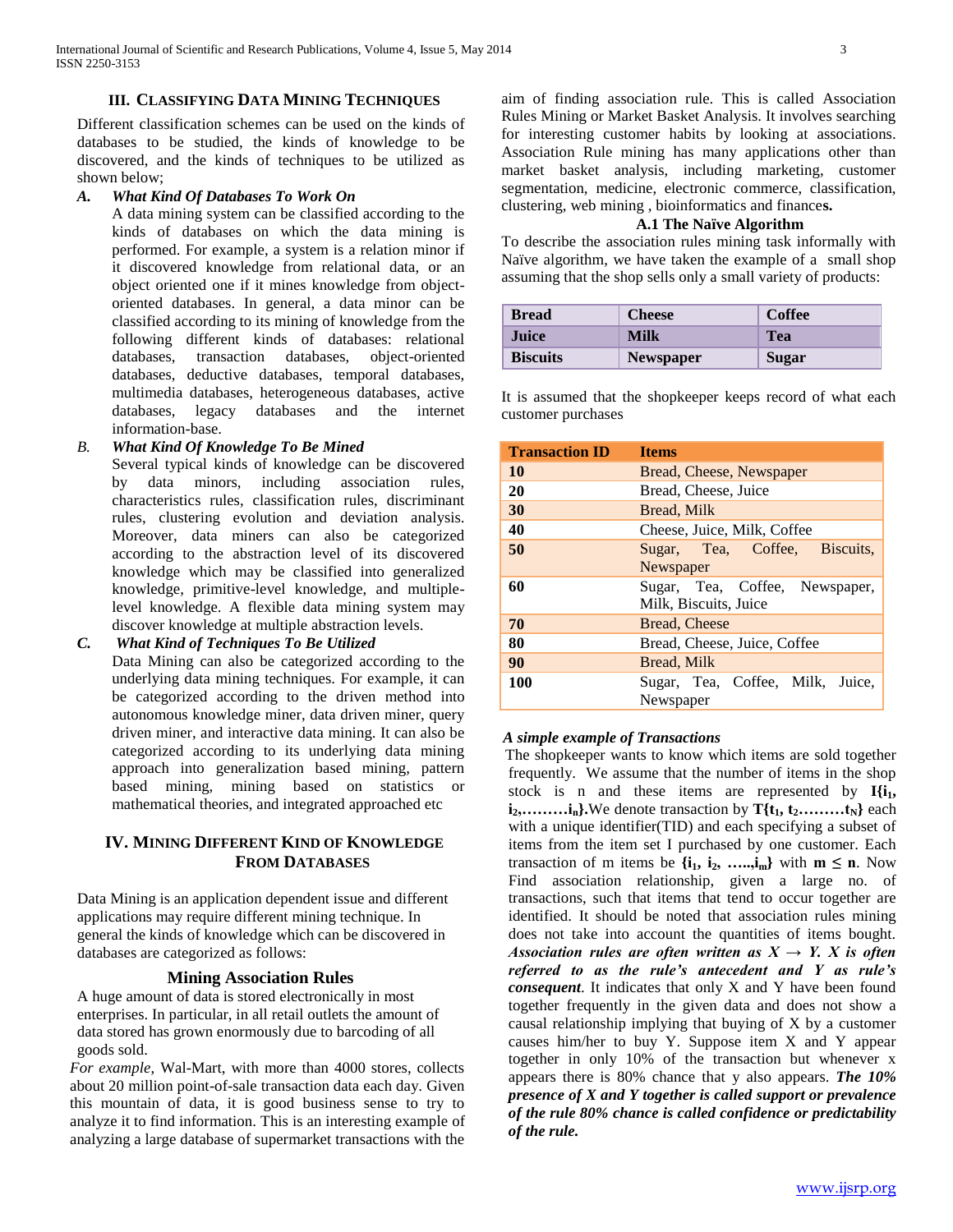## III. Classifying Data Mining Techniques

Different classification schemes can be used on the kinds of databases to be studied, the kinds of knowledge to be discovered, and the kinds of techniques to be utilized as shown below;

### *A. What Kind Of Databases To Work On*

A data mining system can be classified according to the kinds of databases on which the data mining is performed. For example, a system is a relation minor if it discovered knowledge from relational data, or an object oriented one if it mines knowledge from object-oriented databases. In general, a data minor can be classified according to its mining of knowledge from the following different kinds of databases: relational databases, transaction databases, object-oriented databases, deductive databases, temporal databases, multimedia databases, heterogeneous databases, active databases, legacy databases and the internet information-base.

### *B. What Kind Of Knowledge To Be Mined*

Several typical kinds of knowledge can be discovered by data minors, including association rules, characteristics rules, classification rules, discriminant rules, clustering evolution and deviation analysis. Moreover, data miners can also be categorized according to the abstraction level of its discovered knowledge which may be classified into generalized knowledge, primitive-level knowledge, and multiple-level knowledge. A flexible data mining system may discover knowledge at multiple abstraction levels.

### *C. What Kind of Techniques To Be Utilized*

Data Mining can also be categorized according to the underlying data mining techniques. For example, it can be categorized according to the driven method into autonomous knowledge miner, data driven miner, query driven miner, and interactive data mining. It can also be categorized according to its underlying data mining approach into generalization based mining, pattern based mining, mining based on statistics or mathematical theories, and integrated approached etc

## IV. Mining Different Kind of Knowledge From Databases

Data Mining is an application dependent issue and different applications may require different mining technique. In general the kinds of knowledge which can be discovered in databases are categorized as follows:

### Mining Association Rules

A huge amount of data is stored electronically in most enterprises. In particular, in all retail outlets the amount of data stored has grown enormously due to barcoding of all goods sold.

*For example*, Wal-Mart, with more than 4000 stores, collects about 20 million point-of-sale transaction data each day. Given this mountain of data, it is good business sense to try to analyze it to find information. This is an interesting example of analyzing a large database of supermarket transactions with the aim of finding association rule. This is called Association Rules Mining or Market Basket Analysis. It involves searching for interesting customer habits by looking at associations. Association Rule mining has many applications other than market basket analysis, including marketing, customer segmentation, medicine, electronic commerce, classification, clustering, web mining , bioinformatics and finance**s.**

### A.1 The Naïve Algorithm

To describe the association rules mining task informally with Naïve algorithm, we have taken the example of a small shop assuming that the shop sells only a small variety of products:

| Bread | Cheese | Coffee |
|---|---|---|
| Juice | Milk | Tea |
| Biscuits | Newspaper | Sugar |

It is assumed that the shopkeeper keeps record of what each customer purchases

| Transaction ID | Items |
|---|---|
| 10 | Bread, Cheese, Newspaper |
| 20 | Bread, Cheese, Juice |
| 30 | Bread, Milk |
| 40 | Cheese, Juice, Milk, Coffee |
| 50 | Sugar, Tea, Coffee, Biscuits, Newspaper |
| 60 | Sugar, Tea, Coffee, Newspaper, Milk, Biscuits, Juice |
| 70 | Bread, Cheese |
| 80 | Bread, Cheese, Juice, Coffee |
| 90 | Bread, Milk |
| 100 | Sugar, Tea, Coffee, Milk, Juice, Newspaper |

***A simple example of Transactions***

The shopkeeper wants to know which items are sold together frequently. We assume that the number of items in the shop stock is n and these items are represented by $\mathbf{I\{i_1, i_2,\ldots\ldots\ldots i_n\}}$.We denote transaction by $\mathbf{T\{t_1, t_2\ldots\ldots\ldots t_N\}}$ each with a unique identifier(TID) and each specifying a subset of items from the item set I purchased by one customer. Each transaction of m items be $\mathbf{\{i_1, i_2, \ldots\ldots, i_m\}}$ with $\mathbf{m \leq n}$. Now Find association relationship, given a large no. of transactions, such that items that tend to occur together are identified. It should be noted that association rules mining does not take into account the quantities of items bought. ***Association rules are often written as $X \rightarrow Y$. X is often referred to as the rule's antecedent and Y as rule's consequent***. It indicates that only X and Y have been found together frequently in the given data and does not show a causal relationship implying that buying of X by a customer causes him/her to buy Y. Suppose item X and Y appear together in only 10% of the transaction but whenever x appears there is 80% chance that y also appears. ***The 10% presence of X and Y together is called support or prevalence of the rule 80% chance is called confidence or predictability of the rule.***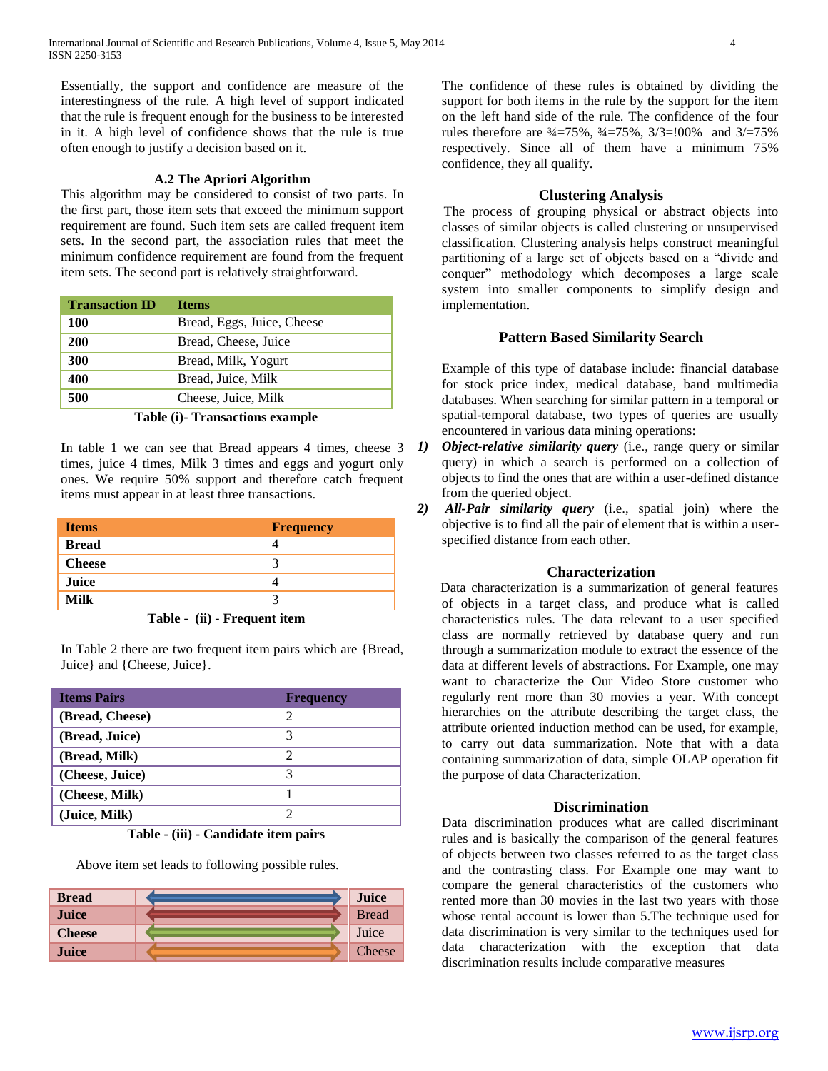Essentially, the support and confidence are measure of the interestingness of the rule. A high level of support indicated that the rule is frequent enough for the business to be interested in it. A high level of confidence shows that the rule is true often enough to justify a decision based on it.

### A.2 The Apriori Algorithm

This algorithm may be considered to consist of two parts. In the first part, those item sets that exceed the minimum support requirement are found. Such item sets are called frequent item sets. In the second part, the association rules that meet the minimum confidence requirement are found from the frequent item sets. The second part is relatively straightforward.

| Transaction ID | Items |
|---|---|
| **100** | Bread, Eggs, Juice, Cheese |
| **200** | Bread, Cheese, Juice |
| **300** | Bread, Milk, Yogurt |
| **400** | Bread, Juice, Milk |
| **500** | Cheese, Juice, Milk |

**Table (i)- Transactions example**

**I**n table 1 we can see that Bread appears 4 times, cheese 3 times, juice 4 times, Milk 3 times and eggs and yogurt only ones. We require 50% support and therefore catch frequent items must appear in at least three transactions.

| Items | Frequency |
|---|---|
| **Bread** | 4 |
| **Cheese** | 3 |
| **Juice** | 4 |
| **Milk** | 3 |

**Table - (ii) - Frequent item**

In Table 2 there are two frequent item pairs which are {Bread, Juice} and {Cheese, Juice}.

| Items Pairs | Frequency |
|---|---|
| **(Bread, Cheese)** | 2 |
| **(Bread, Juice)** | 3 |
| **(Bread, Milk)** | 2 |
| **(Cheese, Juice)** | 3 |
| **(Cheese, Milk)** | 1 |
| **(Juice, Milk)** | 2 |

**Table - (iii) - Candidate item pairs**

Above item set leads to following possible rules.

| | | |
|---|---|---|
| **Bread** | ⟷ | **Juice** |
| **Juice** | ⟷ | Bread |
| **Cheese** | ⟷ | Juice |
| **Juice** | ⟷ | Cheese |

The confidence of these rules is obtained by dividing the support for both items in the rule by the support for the item on the left hand side of the rule. The confidence of the four rules therefore are ¾=75%, ¾=75%, 3/3=!00% and 3/=75% respectively. Since all of them have a minimum 75% confidence, they all qualify.

### Clustering Analysis

The process of grouping physical or abstract objects into classes of similar objects is called clustering or unsupervised classification. Clustering analysis helps construct meaningful partitioning of a large set of objects based on a "divide and conquer" methodology which decomposes a large scale system into smaller components to simplify design and implementation.

### Pattern Based Similarity Search

Example of this type of database include: financial database for stock price index, medical database, band multimedia databases. When searching for similar pattern in a temporal or spatial-temporal database, two types of queries are usually encountered in various data mining operations:

1) ***Object-relative similarity query*** (i.e., range query or similar query) in which a search is performed on a collection of objects to find the ones that are within a user-defined distance from the queried object.
2) ***All-Pair similarity query*** (i.e., spatial join) where the objective is to find all the pair of element that is within a user-specified distance from each other.

### Characterization

Data characterization is a summarization of general features of objects in a target class, and produce what is called characteristics rules. The data relevant to a user specified class are normally retrieved by database query and run through a summarization module to extract the essence of the data at different levels of abstractions. For Example, one may want to characterize the Our Video Store customer who regularly rent more than 30 movies a year. With concept hierarchies on the attribute describing the target class, the attribute oriented induction method can be used, for example, to carry out data summarization. Note that with a data containing summarization of data, simple OLAP operation fit the purpose of data Characterization.

### Discrimination

Data discrimination produces what are called discriminant rules and is basically the comparison of the general features of objects between two classes referred to as the target class and the contrasting class. For Example one may want to compare the general characteristics of the customers who rented more than 30 movies in the last two years with those whose rental account is lower than 5.The technique used for data discrimination is very similar to the techniques used for data characterization with the exception that data discrimination results include comparative measures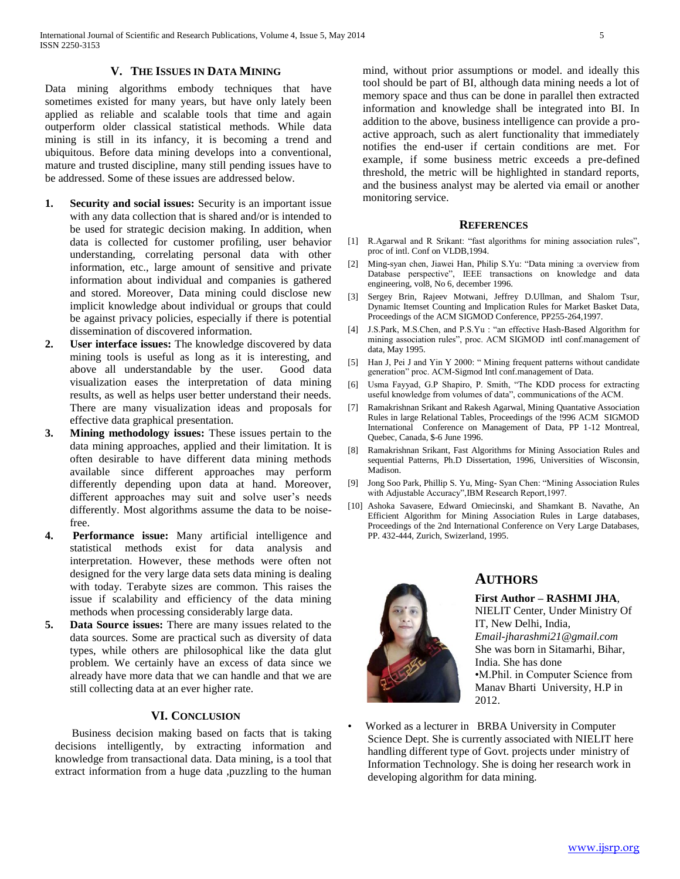## V. THE ISSUES IN DATA MINING

Data mining algorithms embody techniques that have sometimes existed for many years, but have only lately been applied as reliable and scalable tools that time and again outperform older classical statistical methods. While data mining is still in its infancy, it is becoming a trend and ubiquitous. Before data mining develops into a conventional, mature and trusted discipline, many still pending issues have to be addressed. Some of these issues are addressed below.

1. **Security and social issues:** Security is an important issue with any data collection that is shared and/or is intended to be used for strategic decision making. In addition, when data is collected for customer profiling, user behavior understanding, correlating personal data with other information, etc., large amount of sensitive and private information about individual and companies is gathered and stored. Moreover, Data mining could disclose new implicit knowledge about individual or groups that could be against privacy policies, especially if there is potential dissemination of discovered information.
2. **User interface issues:** The knowledge discovered by data mining tools is useful as long as it is interesting, and above all understandable by the user. Good data visualization eases the interpretation of data mining results, as well as helps user better understand their needs. There are many visualization ideas and proposals for effective data graphical presentation.
3. **Mining methodology issues:** These issues pertain to the data mining approaches, applied and their limitation. It is often desirable to have different data mining methods available since different approaches may perform differently depending upon data at hand. Moreover, different approaches may suit and solve user's needs differently. Most algorithms assume the data to be noise-free.
4. **Performance issue:** Many artificial intelligence and statistical methods exist for data analysis and interpretation. However, these methods were often not designed for the very large data sets data mining is dealing with today. Terabyte sizes are common. This raises the issue if scalability and efficiency of the data mining methods when processing considerably large data.
5. **Data Source issues:** There are many issues related to the data sources. Some are practical such as diversity of data types, while others are philosophical like the data glut problem. We certainly have an excess of data since we already have more data that we can handle and that we are still collecting data at an ever higher rate.

## VI. CONCLUSION

Business decision making based on facts that is taking decisions intelligently, by extracting information and knowledge from transactional data. Data mining, is a tool that extract information from a huge data ,puzzling to the human mind, without prior assumptions or model. and ideally this tool should be part of BI, although data mining needs a lot of memory space and thus can be done in parallel then extracted information and knowledge shall be integrated into BI. In addition to the above, business intelligence can provide a pro-active approach, such as alert functionality that immediately notifies the end-user if certain conditions are met. For example, if some business metric exceeds a pre-defined threshold, the metric will be highlighted in standard reports, and the business analyst may be alerted via email or another monitoring service.

## REFERENCES

[1] R.Agarwal and R Srikant: "fast algorithms for mining association rules", proc of intl. Conf on VLDB,1994.

[2] Ming-syan chen, Jiawei Han, Philip S.Yu: "Data mining :a overview from Database perspective", IEEE transactions on knowledge and data engineering, vol8, No 6, december 1996.

[3] Sergey Brin, Rajeev Motwani, Jeffrey D.Ullman, and Shalom Tsur, Dynamic Itemset Counting and Implication Rules for Market Basket Data, Proceedings of the ACM SIGMOD Conference, PP255-264,1997.

[4] J.S.Park, M.S.Chen, and P.S.Yu : "an effective Hash-Based Algorithm for mining association rules", proc. ACM SIGMOD intl conf.management of data, May 1995.

[5] Han J, Pei J and Yin Y 2000: " Mining frequent patterns without candidate generation" proc. ACM-Sigmod Intl conf.management of Data.

[6] Usma Fayyad, G.P Shapiro, P. Smith, "The KDD process for extracting useful knowledge from volumes of data", communications of the ACM.

[7] Ramakrishnan Srikant and Rakesh Agarwal, Mining Quantative Association Rules in large Relational Tables, Proceedings of the !996 ACM SIGMOD International Conference on Management of Data, PP 1-12 Montreal, Quebec, Canada, $-6 June 1996.

[8] Ramakrishnan Srikant, Fast Algorithms for Mining Association Rules and sequential Patterns, Ph.D Dissertation, 1996, Universities of Wisconsin, Madison.

[9] Jong Soo Park, Phillip S. Yu, Ming- Syan Chen: "Mining Association Rules with Adjustable Accuracy",IBM Research Report,1997.

[10] Ashoka Savasere, Edward Omiecinski, and Shamkant B. Navathe, An Efficient Algorithm for Mining Association Rules in Large databases, Proceedings of the 2nd International Conference on Very Large Databases, PP. 432-444, Zurich, Swizerland, 1995.

## AUTHORS

**First Author – RASHMI JHA**, NIELIT Center, Under Ministry Of IT, New Delhi, India, *Email-jharashmi21@gmail.com* She was born in Sitamarhi, Bihar, India. She has done

- M.Phil. in Computer Science from Manav Bharti University, H.P in 2012.
- Worked as a lecturer in BRBA University in Computer Science Dept. She is currently associated with NIELIT here handling different type of Govt. projects under ministry of Information Technology. She is doing her research work in developing algorithm for data mining.